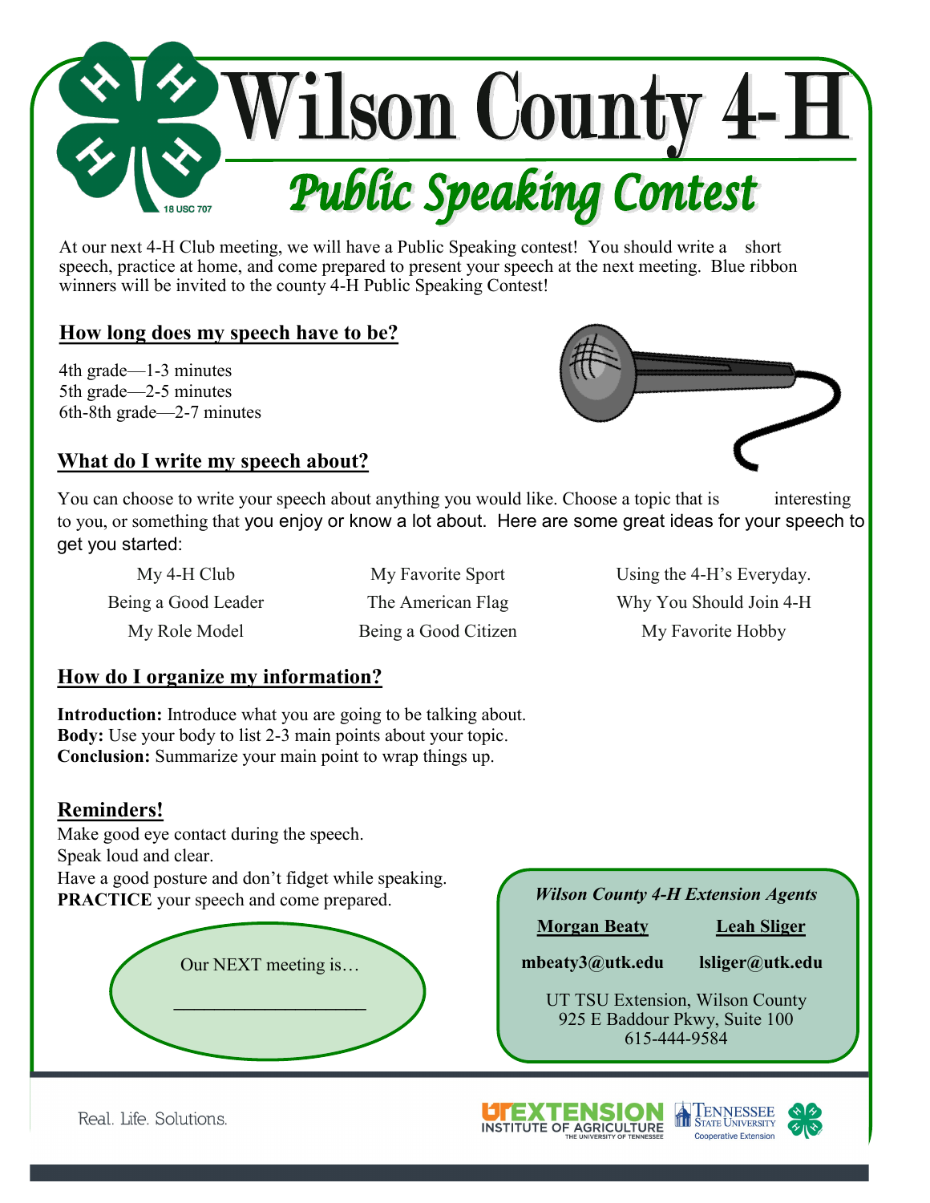# Wilson County 4-H

## Public Speaking Contest

At our next 4-H Club meeting, we will have a Public Speaking contest! You should write a short speech, practice at home, and come prepared to present your speech at the next meeting. Blue ribbon winners will be invited to the county 4-H Public Speaking Contest!

### How long does my speech have to be?

4th grade—1-3 minutes
5th grade—2-5 minutes
6th-8th grade—2-7 minutes

### What do I write my speech about?

You can choose to write your speech about anything you would like. Choose a topic that is interesting to you, or something that you enjoy or know a lot about. Here are some great ideas for your speech to get you started:

| | | |
|---|---|---|
| My 4-H Club | My Favorite Sport | Using the 4-H's Everyday. |
| Being a Good Leader | The American Flag | Why You Should Join 4-H |
| My Role Model | Being a Good Citizen | My Favorite Hobby |

### How do I organize my information?

**Introduction:** Introduce what you are going to be talking about.
**Body:** Use your body to list 2-3 main points about your topic.
**Conclusion:** Summarize your main point to wrap things up.

### Reminders!

Make good eye contact during the speech.
Speak loud and clear.
Have a good posture and don't fidget while speaking.
**PRACTICE** your speech and come prepared.

Our NEXT meeting is…

____________________

*Wilson County 4-H Extension Agents*

| Morgan Beaty | Leah Sliger |
|---|---|
| mbeaty3@utk.edu | lsliger@utk.edu |

UT TSU Extension, Wilson County
925 E Baddour Pkwy, Suite 100
615-444-9584

Real. Life. Solutions.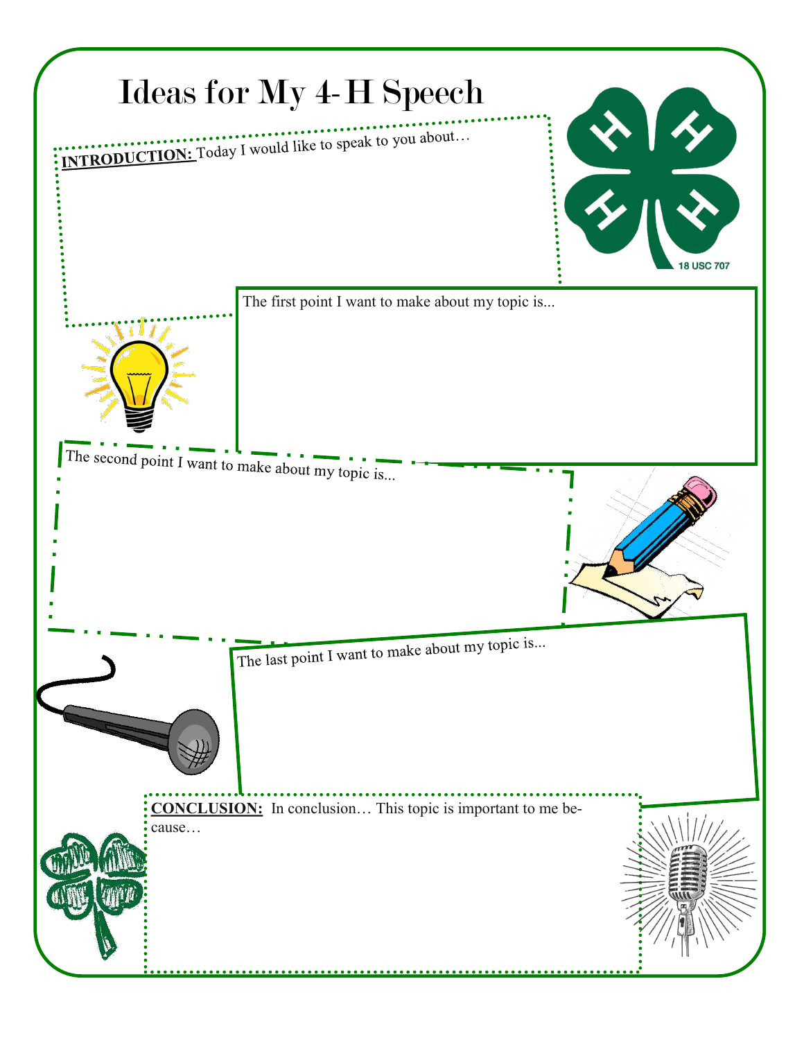# Ideas for My 4-H Speech

**INTRODUCTION:** Today I would like to speak to you about…

18 USC 707

The first point I want to make about my topic is...

The second point I want to make about my topic is...

The last point I want to make about my topic is...

**CONCLUSION:** In conclusion… This topic is important to me because…